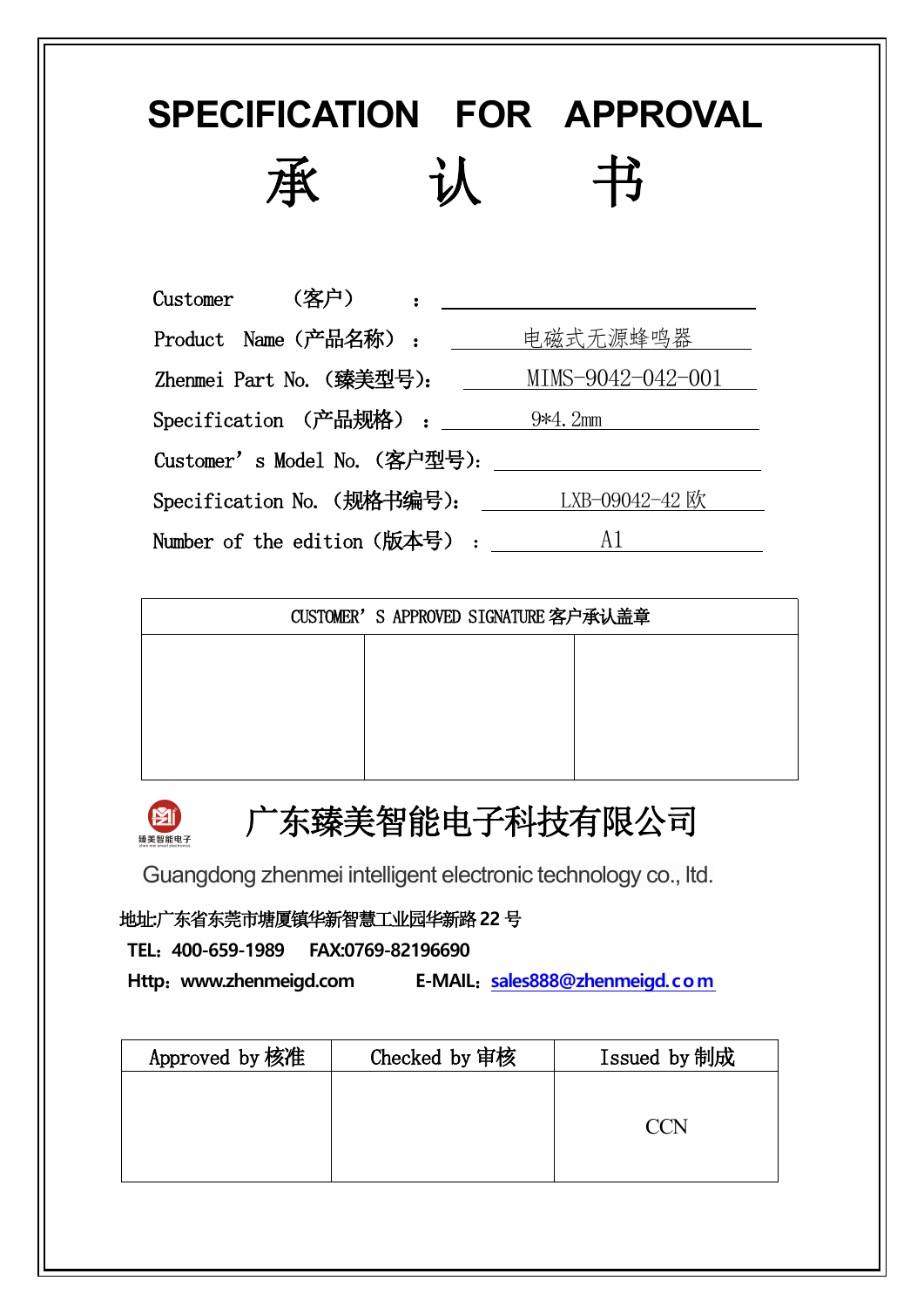# SPECIFICATION FOR APPROVAL

# 承 认 书

Customer （客户） ：

Product Name（产品名称）： 电磁式无源蜂鸣器

Zhenmei Part No.（臻美型号）: MIMS-9042-042-001

Specification （产品规格）： 9*4.2mm

Customer’s Model No.（客户型号）:

Specification No.（规格书编号）: LXB-09042-42 欧

Number of the edition（版本号） ： A1

| CUSTOMER’S APPROVED SIGNATURE 客户承认盖章 | | |
|---|---|---|
| | | |

## 广东臻美智能电子科技有限公司

Guangdong zhenmei intelligent electronic technology co., ltd.

**地址:广东省东莞市塘厦镇华新智慧工业园华新路 22 号**

**TEL：400-659-1989 FAX:0769-82196690**

**Http：www.zhenmeigd.com E-MAIL：sales888@zhenmeigd.com**

| Approved by 核准 | Checked by 审核 | Issued by 制成 |
|---|---|---|
| | | CCN |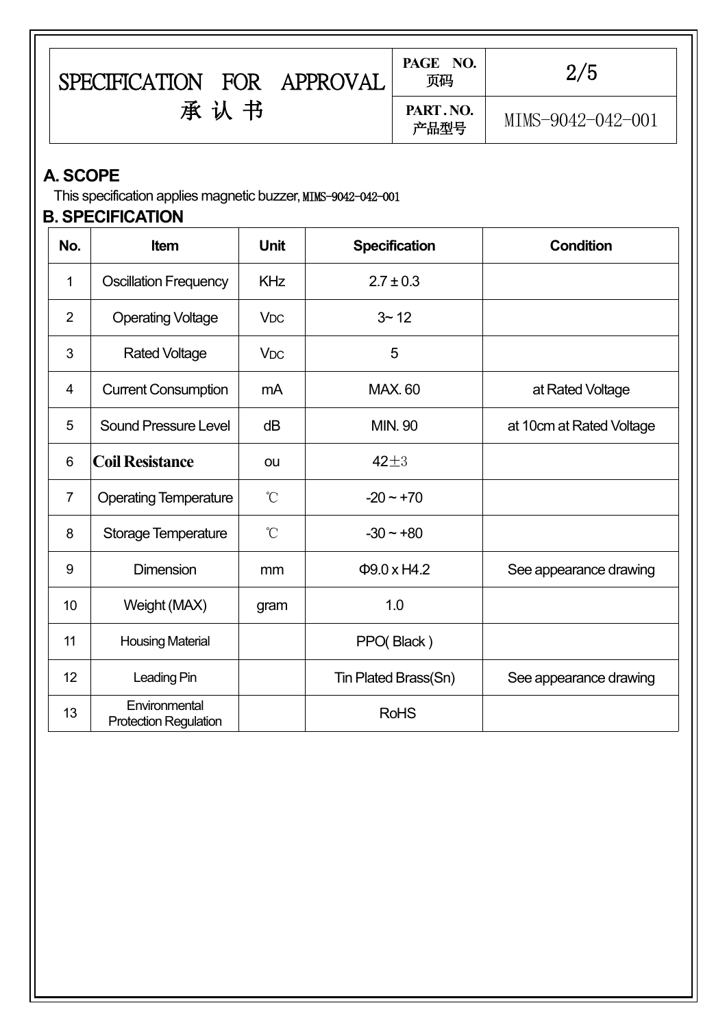# SPECIFICATION FOR APPROVAL 承认书

| PAGE NO. 页码 | 2/5 |
| --- | --- |
| PART. NO. 产品型号 | MIMS-9042-042-001 |

## A. SCOPE

This specification applies magnetic buzzer, MIMS-9042-042-001

## B. SPECIFICATION

| No. | Item | Unit | Specification | Condition |
| --- | --- | --- | --- | --- |
| 1 | Oscillation Frequency | KHz | 2.7 ± 0.3 | |
| 2 | Operating Voltage | $V_{DC}$ | 3~ 12 | |
| 3 | Rated Voltage | $V_{DC}$ | 5 | |
| 4 | Current Consumption | mA | MAX. 60 | at Rated Voltage |
| 5 | Sound Pressure Level | dB | MIN. 90 | at 10cm at Rated Voltage |
| 6 | **Coil Resistance** | ou | 42±3 | |
| 7 | Operating Temperature | ℃ | -20 ~ +70 | |
| 8 | Storage Temperature | ℃ | -30 ~ +80 | |
| 9 | Dimension | mm | Φ9.0 x H4.2 | See appearance drawing |
| 10 | Weight (MAX) | gram | 1.0 | |
| 11 | Housing Material | | PPO( Black ) | |
| 12 | Leading Pin | | Tin Plated Brass(Sn) | See appearance drawing |
| 13 | Environmental Protection Regulation | | RoHS | |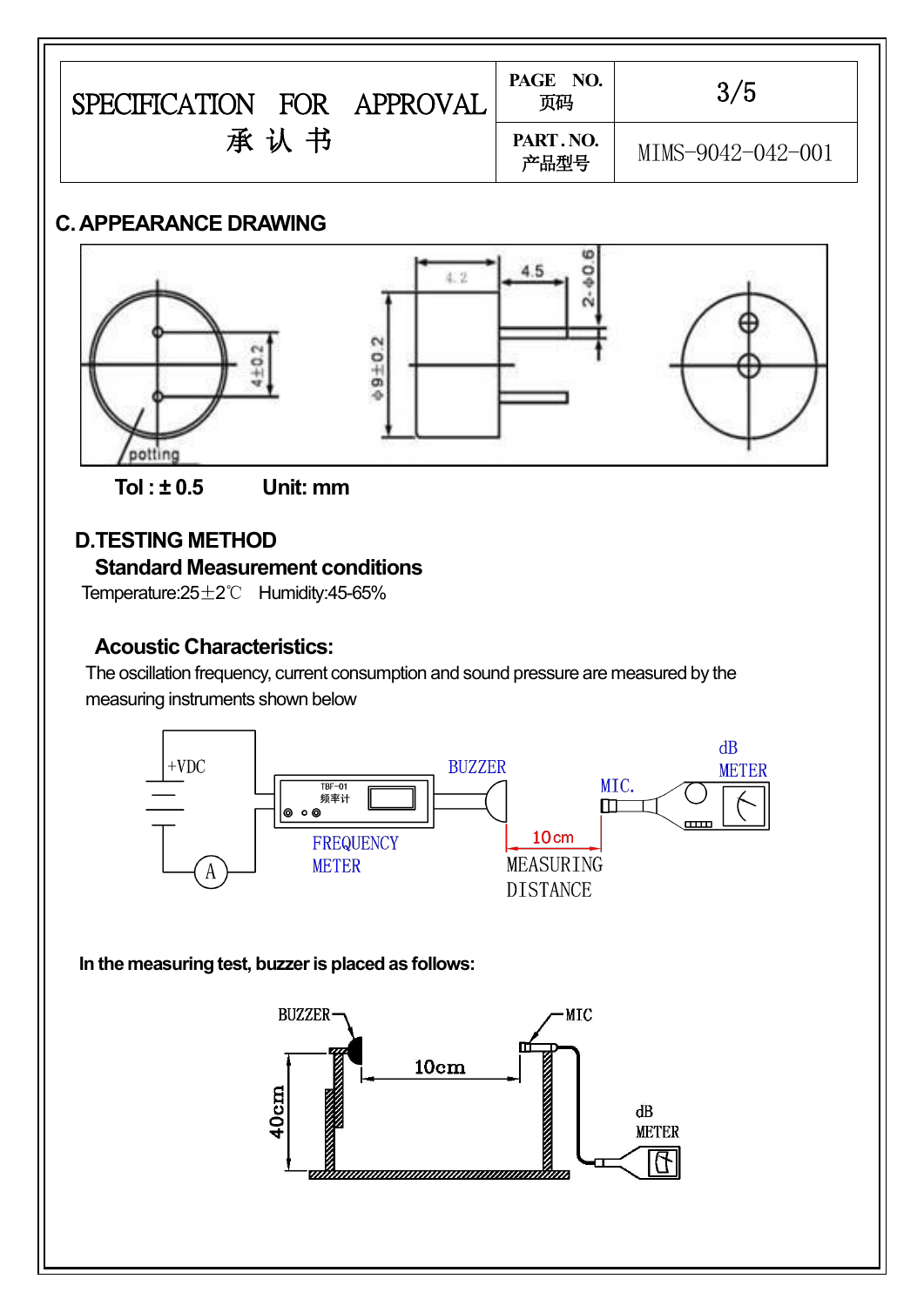| SPECIFICATION FOR APPROVAL 承 认 书 | PAGE NO. 页码 | 3/5 |
| --- | --- | --- |
| | PART. NO. 产品型号 | MIMS-9042-042-001 |

## C. APPEARANCE DRAWING

**Tol : ± 0.5** **Unit: mm**

## D.TESTING METHOD

### Standard Measurement conditions

Temperature:25±2℃ Humidity:45-65%

### Acoustic Characteristics:

The oscillation frequency, current consumption and sound pressure are measured by the measuring instruments shown below

**In the measuring test, buzzer is placed as follows:**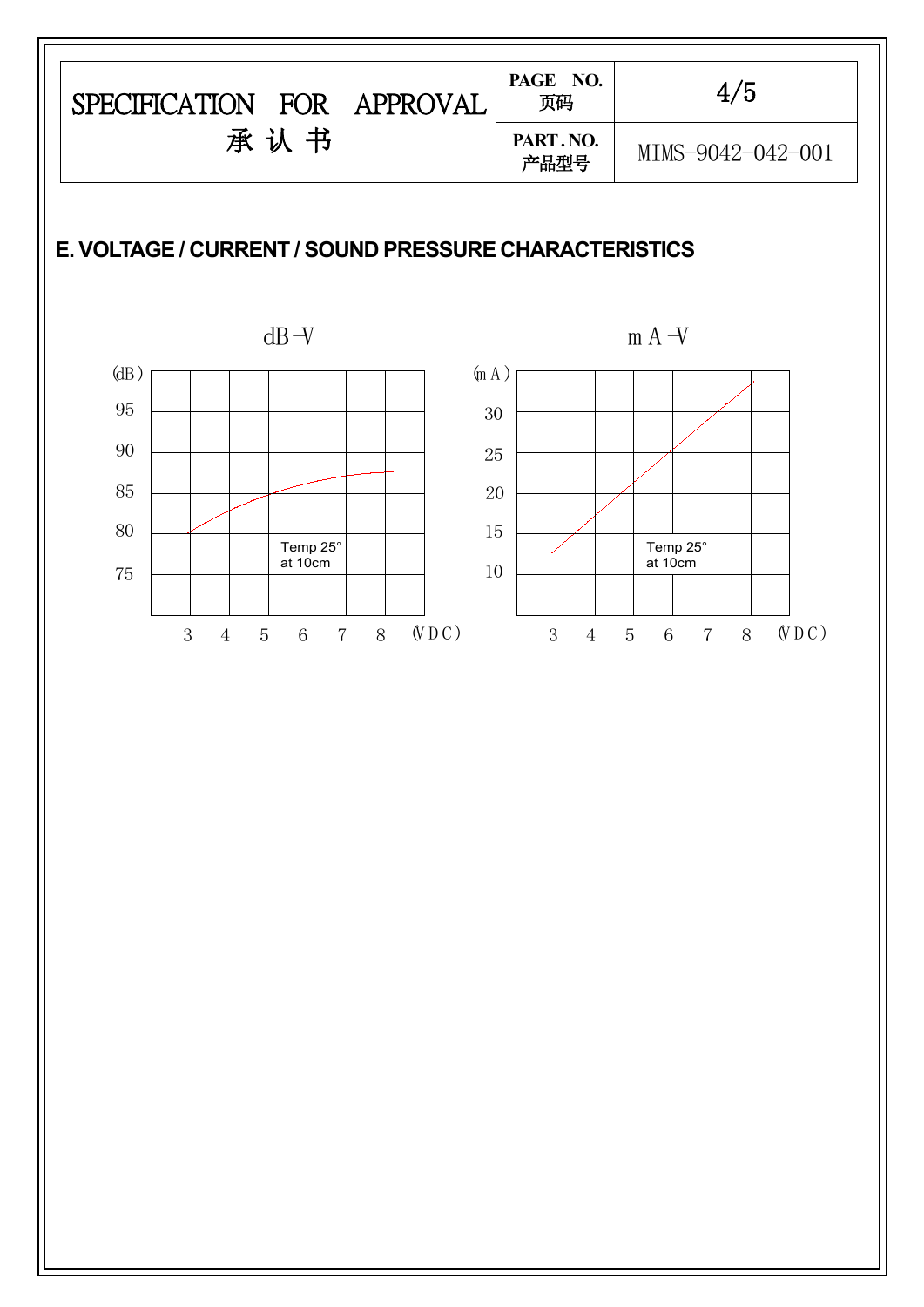| SPECIFICATION FOR APPROVAL 承 认 书 | PAGE NO. 页码 | 4/5 |
|---|---|---|
| | PART . NO. 产品型号 | MIMS-9042-042-001 |

## E. VOLTAGE / CURRENT / SOUND PRESSURE CHARACTERISTICS

dB-V

(dB)
95
90
85
80
75

3 4 5 6 7 8 (VDC)

Temp 25°
at 10cm

mA-V

(mA)
30
25
20
15
10

3 4 5 6 7 8 (VDC)

Temp 25°
at 10cm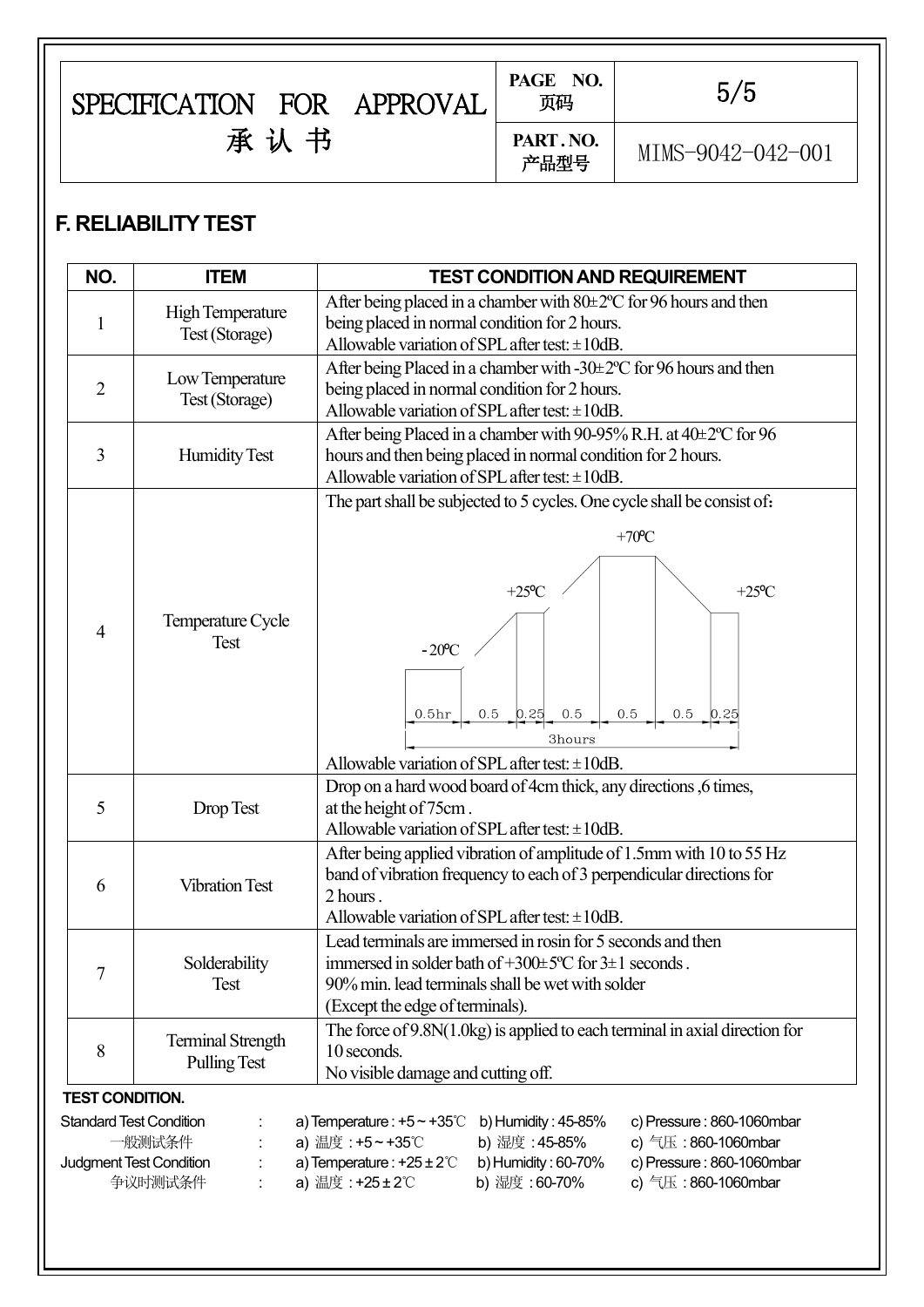# SPECIFICATION FOR APPROVAL 承认书

| PAGE NO. 页码 | 5/5 |
|---|---|
| PART . NO. 产品型号 | MIMS-9042-042-001 |

## F. RELIABILITY TEST

| NO. | ITEM | TEST CONDITION AND REQUIREMENT |
|---|---|---|
| 1 | High Temperature Test (Storage) | After being placed in a chamber with 80±2ºC for 96 hours and then being placed in normal condition for 2 hours.<br>Allowable variation of SPL after test: ±10dB. |
| 2 | Low Temperature Test (Storage) | After being Placed in a chamber with -30±2ºC for 96 hours and then being placed in normal condition for 2 hours.<br>Allowable variation of SPL after test: ±10dB. |
| 3 | Humidity Test | After being Placed in a chamber with 90-95% R.H. at 40±2ºC for 96 hours and then being placed in normal condition for 2 hours.<br>Allowable variation of SPL after test: ±10dB. |
| 4 | Temperature Cycle Test | The part shall be subjected to 5 cycles. One cycle shall be consist of:<br>+70ºC<br>+25ºC<br>+25ºC<br>-20ºC<br>0.5hr 0.5 0.25 0.5 0.5 0.5 0.25<br>3hours<br>Allowable variation of SPL after test: ±10dB. |
| 5 | Drop Test | Drop on a hard wood board of 4cm thick, any directions ,6 times, at the height of 75cm .<br>Allowable variation of SPL after test: ±10dB. |
| 6 | Vibration Test | After being applied vibration of amplitude of 1.5mm with 10 to 55 Hz band of vibration frequency to each of 3 perpendicular directions for 2 hours .<br>Allowable variation of SPL after test: ±10dB. |
| 7 | Solderability Test | Lead terminals are immersed in rosin for 5 seconds and then immersed in solder bath of +300±5ºC for 3±1 seconds .<br>90% min. lead terminals shall be wet with solder<br>(Except the edge of terminals). |
| 8 | Terminal Strength Pulling Test | The force of 9.8N(1.0kg) is applied to each terminal in axial direction for 10 seconds.<br>No visible damage and cutting off. |

**TEST CONDITION.**

| | | | | |
|---|---|---|---|---|
| Standard Test Condition | : | a) Temperature : +5 ~ +35℃ | b) Humidity : 45-85% | c) Pressure : 860-1060mbar |
| 一般测试条件 | : | a) 温度 : +5 ~ +35℃ | b) 湿度 : 45-85% | c) 气压 : 860-1060mbar |
| Judgment Test Condition | : | a) Temperature : +25 ± 2℃ | b) Humidity : 60-70% | c) Pressure : 860-1060mbar |
| 争议时测试条件 | : | a) 温度 : +25 ± 2℃ | b) 湿度 : 60-70% | c) 气压 : 860-1060mbar |